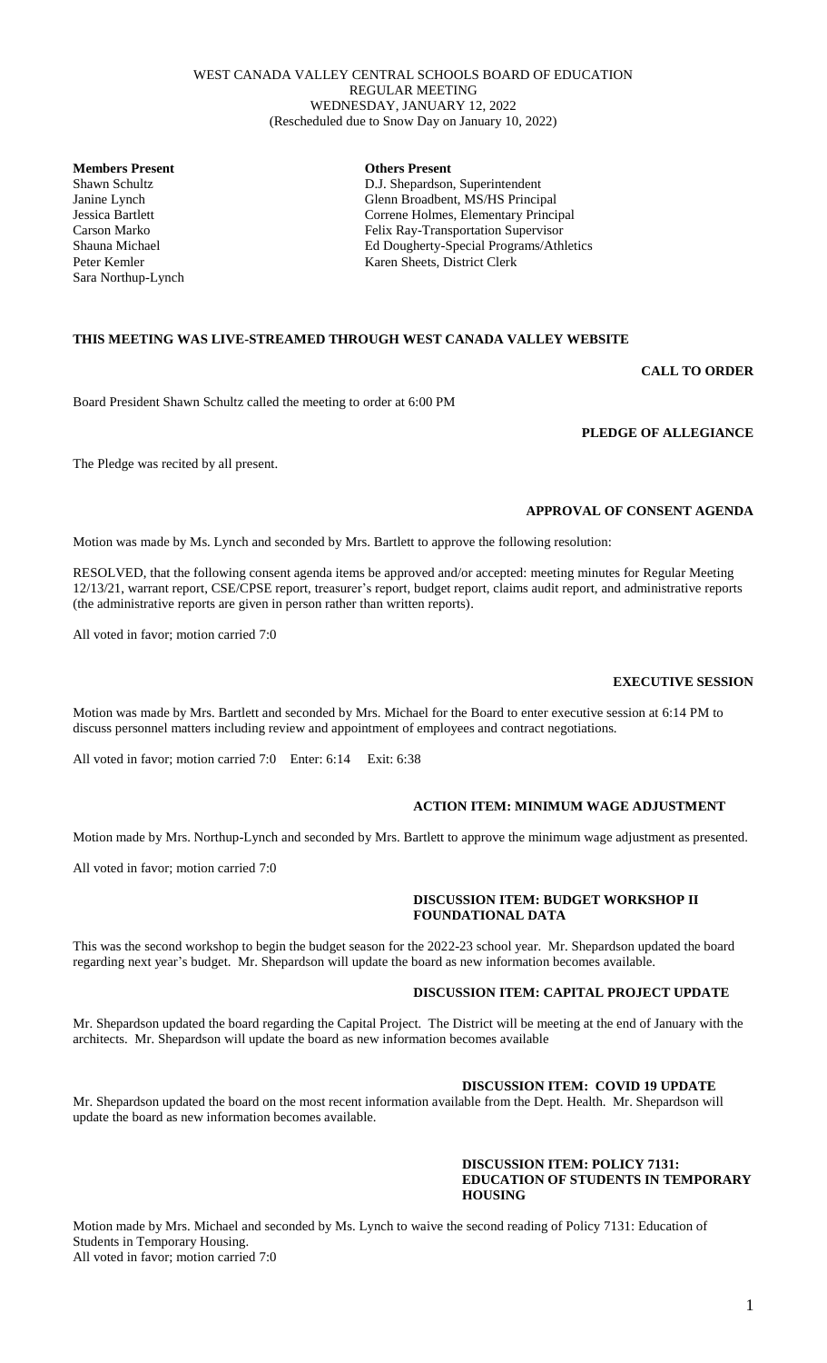WEST CANADA VALLEY CENTRAL SCHOOLS BOARD OF EDUCATION
REGULAR MEETING
WEDNESDAY, JANUARY 12, 2022
(Rescheduled due to Snow Day on January 10, 2022)

| **Members Present** | **Others Present** |
|---|---|
| Shawn Schultz | D.J. Shepardson, Superintendent |
| Janine Lynch | Glenn Broadbent, MS/HS Principal |
| Jessica Bartlett | Correne Holmes, Elementary Principal |
| Carson Marko | Felix Ray-Transportation Supervisor |
| Shauna Michael | Ed Dougherty-Special Programs/Athletics |
| Peter Kemler | Karen Sheets, District Clerk |
| Sara Northup-Lynch | |

**THIS MEETING WAS LIVE-STREAMED THROUGH WEST CANADA VALLEY WEBSITE**

**CALL TO ORDER**

Board President Shawn Schultz called the meeting to order at 6:00 PM

**PLEDGE OF ALLEGIANCE**

The Pledge was recited by all present.

**APPROVAL OF CONSENT AGENDA**

Motion was made by Ms. Lynch and seconded by Mrs. Bartlett to approve the following resolution:

RESOLVED, that the following consent agenda items be approved and/or accepted: meeting minutes for Regular Meeting 12/13/21, warrant report, CSE/CPSE report, treasurer's report, budget report, claims audit report, and administrative reports (the administrative reports are given in person rather than written reports).

All voted in favor; motion carried 7:0

**EXECUTIVE SESSION**

Motion was made by Mrs. Bartlett and seconded by Mrs. Michael for the Board to enter executive session at 6:14 PM to discuss personnel matters including review and appointment of employees and contract negotiations.

All voted in favor; motion carried 7:0 Enter: 6:14 Exit: 6:38

**ACTION ITEM: MINIMUM WAGE ADJUSTMENT**

Motion made by Mrs. Northup-Lynch and seconded by Mrs. Bartlett to approve the minimum wage adjustment as presented.

All voted in favor; motion carried 7:0

**DISCUSSION ITEM: BUDGET WORKSHOP II FOUNDATIONAL DATA**

This was the second workshop to begin the budget season for the 2022-23 school year. Mr. Shepardson updated the board regarding next year's budget. Mr. Shepardson will update the board as new information becomes available.

**DISCUSSION ITEM: CAPITAL PROJECT UPDATE**

Mr. Shepardson updated the board regarding the Capital Project. The District will be meeting at the end of January with the architects. Mr. Shepardson will update the board as new information becomes available

**DISCUSSION ITEM: COVID 19 UPDATE**

Mr. Shepardson updated the board on the most recent information available from the Dept. Health. Mr. Shepardson will update the board as new information becomes available.

**DISCUSSION ITEM: POLICY 7131: EDUCATION OF STUDENTS IN TEMPORARY HOUSING**

Motion made by Mrs. Michael and seconded by Ms. Lynch to waive the second reading of Policy 7131: Education of Students in Temporary Housing.
All voted in favor; motion carried 7:0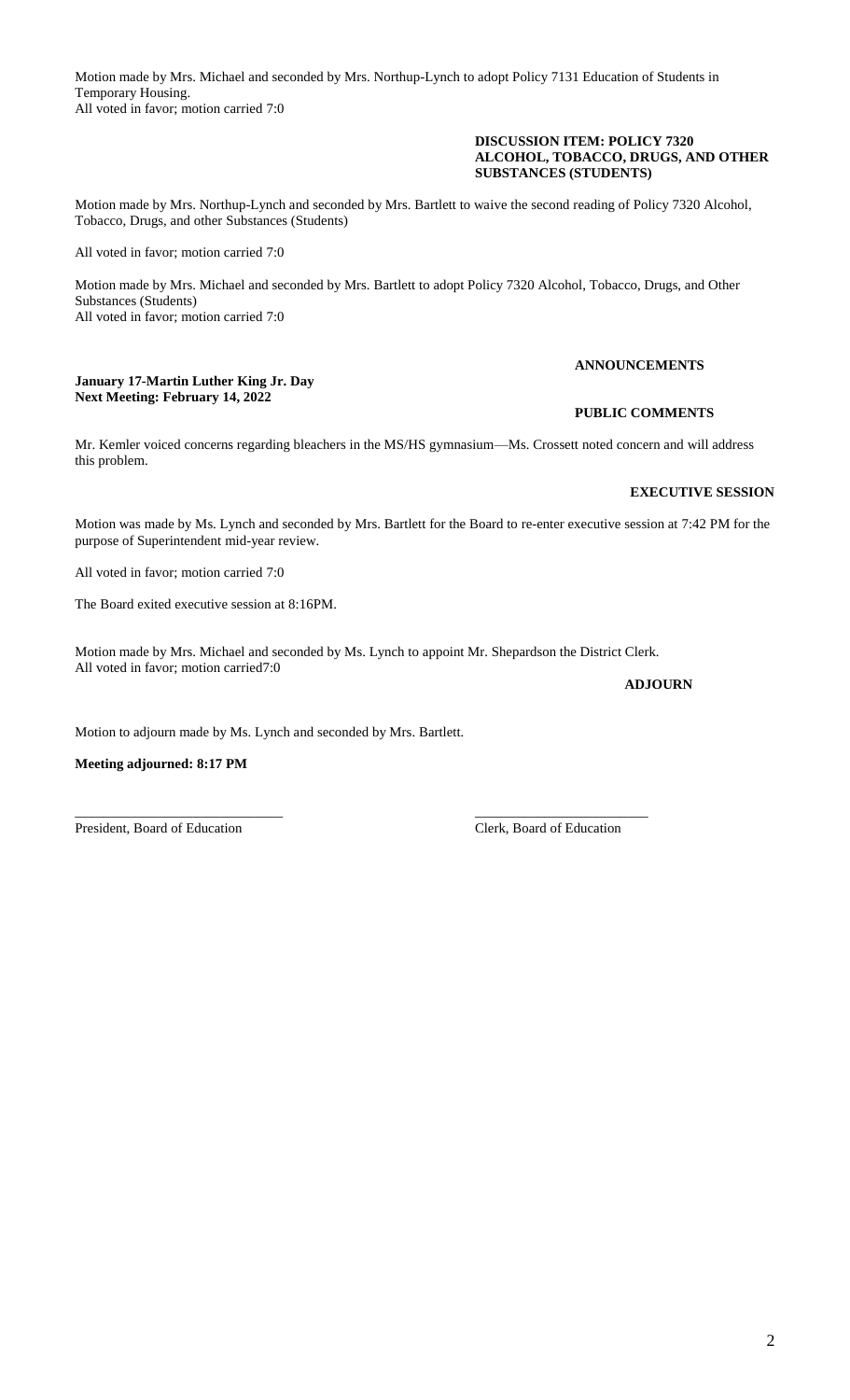Motion made by Mrs. Michael and seconded by Mrs. Northup-Lynch to adopt Policy 7131 Education of Students in Temporary Housing.
All voted in favor; motion carried 7:0

**DISCUSSION ITEM: POLICY 7320 ALCOHOL, TOBACCO, DRUGS, AND OTHER SUBSTANCES (STUDENTS)**

Motion made by Mrs. Northup-Lynch and seconded by Mrs. Bartlett to waive the second reading of Policy 7320 Alcohol, Tobacco, Drugs, and other Substances (Students)

All voted in favor; motion carried 7:0

Motion made by Mrs. Michael and seconded by Mrs. Bartlett to adopt Policy 7320 Alcohol, Tobacco, Drugs, and Other Substances (Students)
All voted in favor; motion carried 7:0

**ANNOUNCEMENTS**

**January 17-Martin Luther King Jr. Day**
**Next Meeting: February 14, 2022**

**PUBLIC COMMENTS**

Mr. Kemler voiced concerns regarding bleachers in the MS/HS gymnasium—Ms. Crossett noted concern and will address this problem.

**EXECUTIVE SESSION**

Motion was made by Ms. Lynch and seconded by Mrs. Bartlett for the Board to re-enter executive session at 7:42 PM for the purpose of Superintendent mid-year review.

All voted in favor; motion carried 7:0

The Board exited executive session at 8:16PM.

Motion made by Mrs. Michael and seconded by Ms. Lynch to appoint Mr. Shepardson the District Clerk.
All voted in favor; motion carried7:0

**ADJOURN**

Motion to adjourn made by Ms. Lynch and seconded by Mrs. Bartlett.

**Meeting adjourned: 8:17 PM**

\_\_\_\_\_\_\_\_\_\_\_\_\_\_\_\_\_\_\_\_\_\_\_\_\_\_\_\_\_\_
President, Board of Education

\_\_\_\_\_\_\_\_\_\_\_\_\_\_\_\_\_\_\_\_\_\_\_\_\_\_\_\_\_\_
Clerk, Board of Education